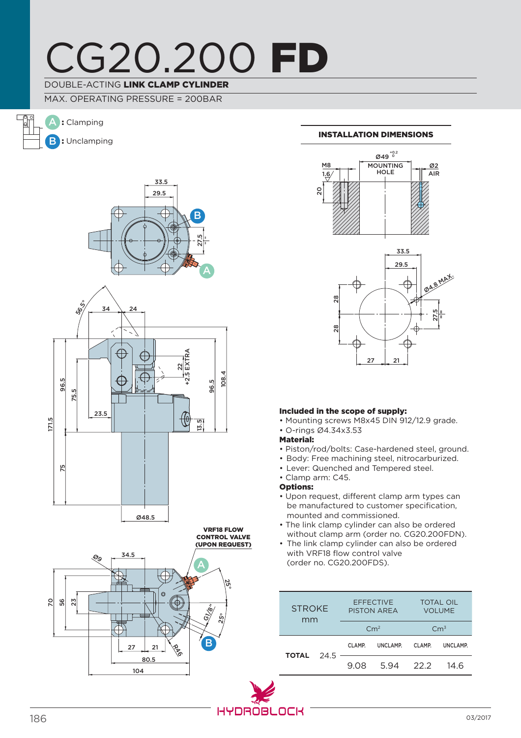# CG20.200 FD

DOUBLE-ACTING **LINK CLAMP CYLINDER**

MAX. OPERATING PRESSURE = 200BAR

**A**: Clamping

**B**: Unclamping

**INSTALLATION DIMENSIONS**

**Included in the scope of supply:**

- Mounting screws M8x45 DIN 912/12.9 grade.
- O-rings Ø4.34x3.53

**Material:**

- Piston/rod/bolts: Case-hardened steel, ground.
- Body: Free machining steel, nitrocarburized.
- Lever: Quenched and Tempered steel.
- Clamp arm: C45.

**Options:**

- Upon request, different clamp arm types can be manufactured to customer specification, mounted and commissioned.
- The link clamp cylinder can also be ordered without clamp arm (order no. CG20.200FDN).
- The link clamp cylinder can also be ordered with VRF18 flow control valve (order no. CG20.200FDS).

| STROKE mm | | EFFECTIVE PISTON AREA | | TOTAL OIL VOLUME | |
|---|---|---|---|---|---|
| | | $Cm^2$ | | $Cm^3$ | |
| | | CLAMP. | UNCLAMP. | CLAMP. | UNCLAMP. |
| TOTAL | 24.5 | 9.08 | 5.94 | 22.2 | 14.6 |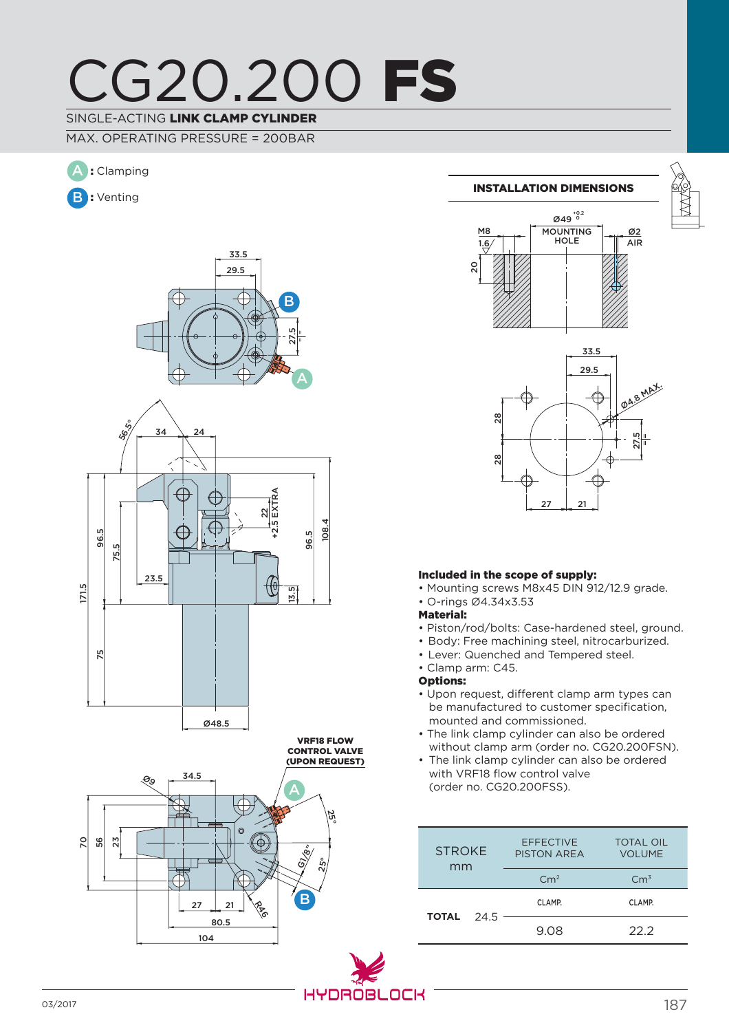# CG20.200 **FS**

SINGLE-ACTING **LINK CLAMP CYLINDER**

MAX. OPERATING PRESSURE = 200BAR

A : Clamping

B : Venting

INSTALLATION DIMENSIONS

VRF18 FLOW CONTROL VALVE (UPON REQUEST)

**Included in the scope of supply:**
- Mounting screws M8x45 DIN 912/12.9 grade.
- O-rings Ø4.34x3.53

**Material:**
- Piston/rod/bolts: Case-hardened steel, ground.
- Body: Free machining steel, nitrocarburized.
- Lever: Quenched and Tempered steel.
- Clamp arm: C45.

**Options:**
- Upon request, different clamp arm types can be manufactured to customer specification, mounted and commissioned.
- The link clamp cylinder can also be ordered without clamp arm (order no. CG20.200FSN).
- The link clamp cylinder can also be ordered with VRF18 flow control valve (order no. CG20.200FSS).

| STROKE mm | | EFFECTIVE PISTON AREA | TOTAL OIL VOLUME |
|---|---|---|---|
| | | $Cm^2$ | $Cm^3$ |
| | | CLAMP. | CLAMP. |
| **TOTAL** | 24.5 | 9.08 | 22.2 |

03/2017